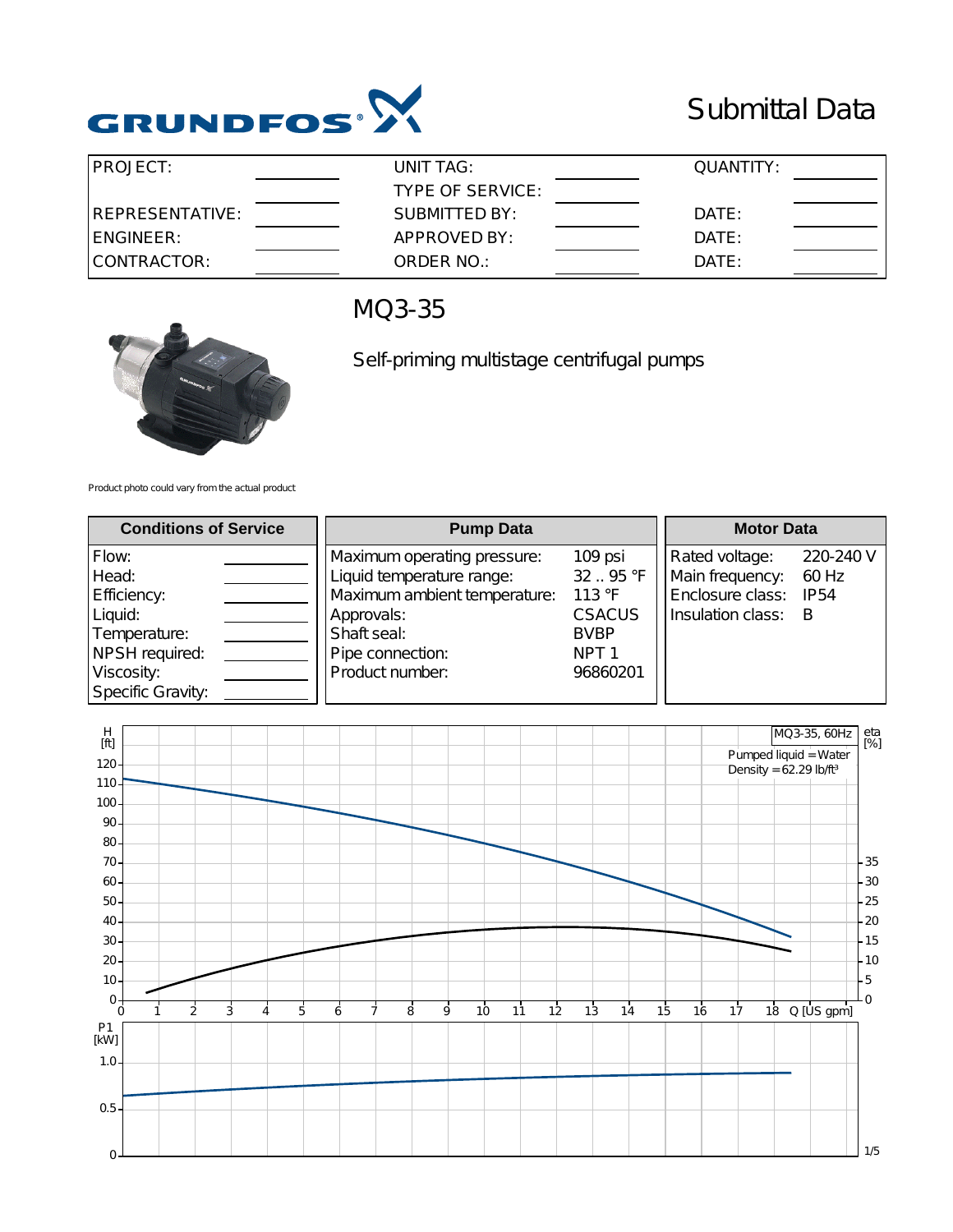GRUNDFOS

# Submittal Data

| PROJECT: | | UNIT TAG: | | QUANTITY: | |
|---|---|---|---|---|---|
| | | TYPE OF SERVICE: | | | |
| REPRESENTATIVE: | | SUBMITTED BY: | | DATE: | |
| ENGINEER: | | APPROVED BY: | | DATE: | |
| CONTRACTOR: | | ORDER NO.: | | DATE: | |

## MQ3-35

Self-priming multistage centrifugal pumps

Product photo could vary from the actual product

| Conditions of Service | |
|---|---|
| Flow: | |
| Head: | |
| Efficiency: | |
| Liquid: | |
| Temperature: | |
| NPSH required: | |
| Viscosity: | |
| Specific Gravity: | |

| Pump Data | |
|---|---|
| Maximum operating pressure: | 109 psi |
| Liquid temperature range: | 32 .. 95 °F |
| Maximum ambient temperature: | 113 °F |
| Approvals: | CSACUS |
| Shaft seal: | BVBP |
| Pipe connection: | NPT 1 |
| Product number: | 96860201 |

| Motor Data | |
|---|---|
| Rated voltage: | 220-240 V |
| Main frequency: | 60 Hz |
| Enclosure class: | IP54 |
| Insulation class: | B |

MQ3-35, 60Hz

Pumped liquid = Water
Density = 62.29 lb/ft³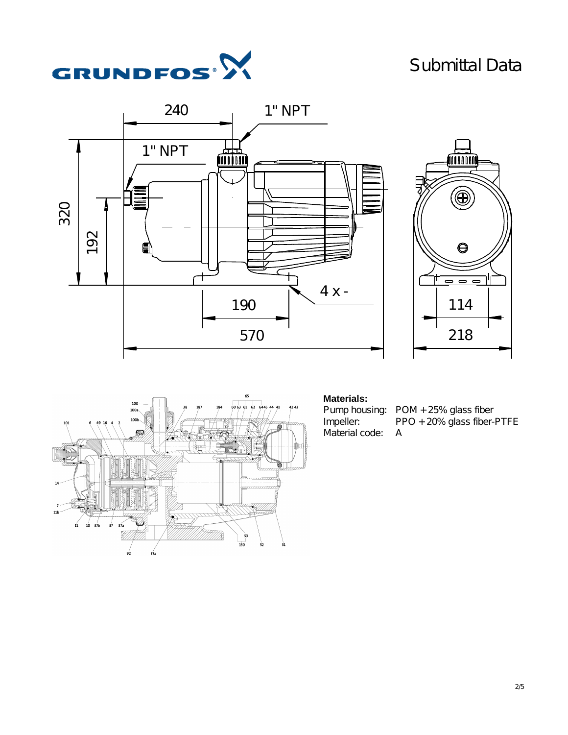# Submittal Data

**Materials:**

| | |
|---|---|
| Pump housing: | POM + 25% glass fiber |
| Impeller: | PPO + 20% glass fiber-PTFE |
| Material code: | A |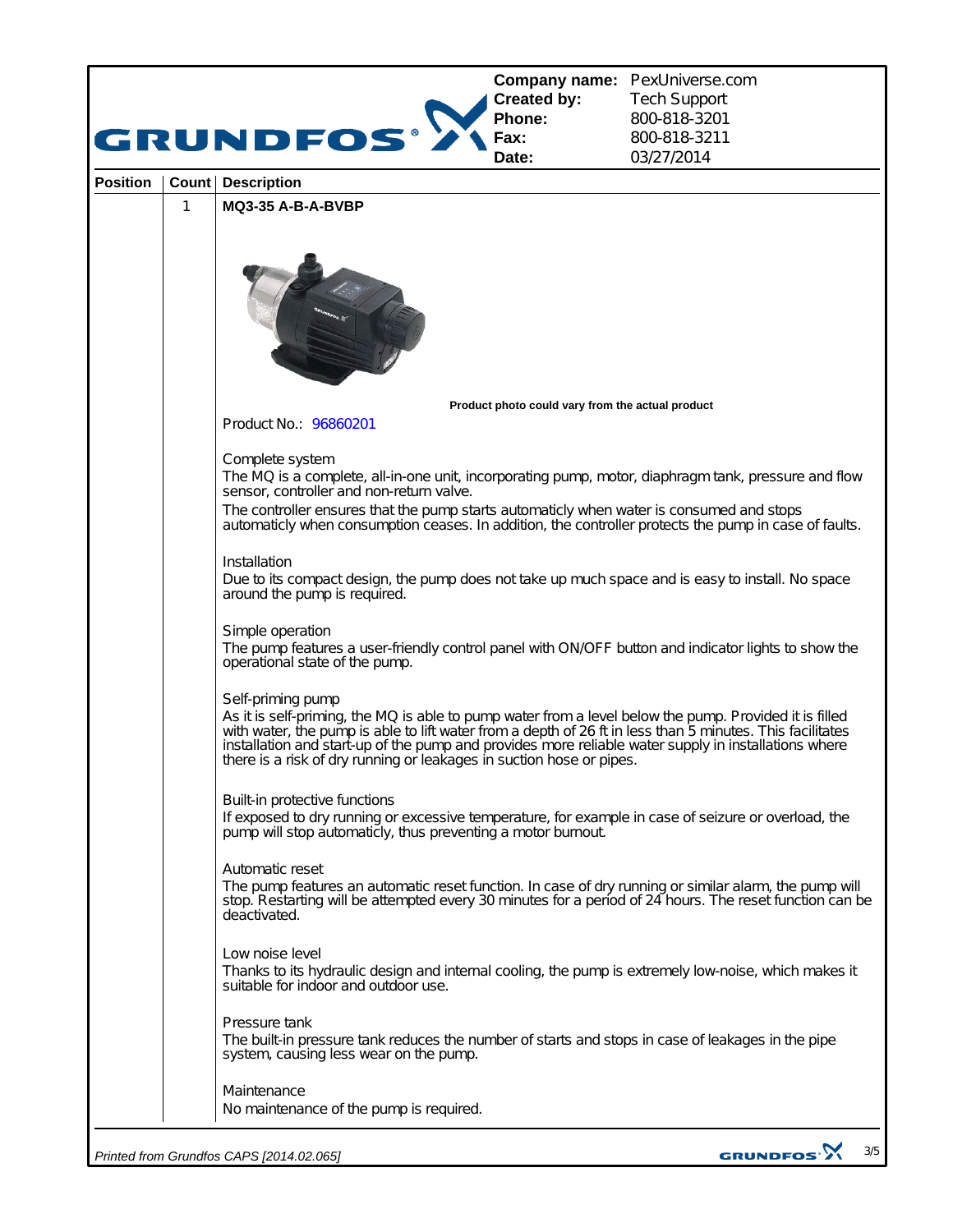| Company name: | PexUniverse.com |
| --- | --- |
| Created by: | Tech Support |
| Phone: | 800-818-3201 |
| Fax: | 800-818-3211 |
| Date: | 03/27/2014 |

| Position | Count | Description |
| --- | --- | --- |
| | 1 | **MQ3-35 A-B-A-BVBP** |

**Product photo could vary from the actual product**

Product No.: 96860201

Complete system
The MQ is a complete, all-in-one unit, incorporating pump, motor, diaphragm tank, pressure and flow sensor, controller and non-return valve.
The controller ensures that the pump starts automaticly when water is consumed and stops automaticly when consumption ceases. In addition, the controller protects the pump in case of faults.

Installation
Due to its compact design, the pump does not take up much space and is easy to install. No space around the pump is required.

Simple operation
The pump features a user-friendly control panel with ON/OFF button and indicator lights to show the operational state of the pump.

Self-priming pump
As it is self-priming, the MQ is able to pump water from a level below the pump. Provided it is filled with water, the pump is able to lift water from a depth of 26 ft in less than 5 minutes. This facilitates installation and start-up of the pump and provides more reliable water supply in installations where there is a risk of dry running or leakages in suction hose or pipes.

Built-in protective functions
If exposed to dry running or excessive temperature, for example in case of seizure or overload, the pump will stop automaticly, thus preventing a motor burnout.

Automatic reset
The pump features an automatic reset function. In case of dry running or similar alarm, the pump will stop. Restarting will be attempted every 30 minutes for a period of 24 hours. The reset function can be deactivated.

Low noise level
Thanks to its hydraulic design and internal cooling, the pump is extremely low-noise, which makes it suitable for indoor and outdoor use.

Pressure tank
The built-in pressure tank reduces the number of starts and stops in case of leakages in the pipe system, causing less wear on the pump.

Maintenance
No maintenance of the pump is required.

*Printed from Grundfos CAPS [2014.02.065]*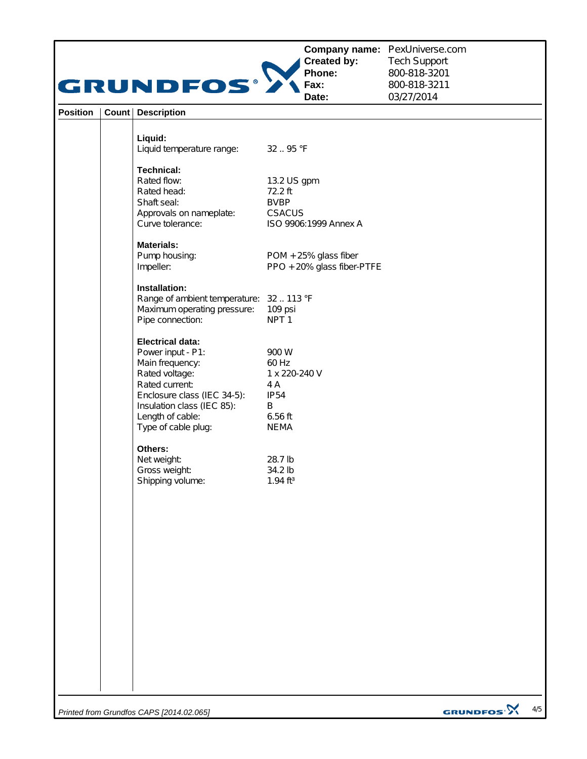| | |
|---|---|
| **Company name:** | PexUniverse.com |
| **Created by:** | Tech Support |
| **Phone:** | 800-818-3201 |
| **Fax:** | 800-818-3211 |
| **Date:** | 03/27/2014 |

| Position | Count | Description | |
|---|---|---|---|
| | | **Liquid:** | |
| | | Liquid temperature range: | 32 .. 95 °F |
| | | **Technical:** | |
| | | Rated flow: | 13.2 US gpm |
| | | Rated head: | 72.2 ft |
| | | Shaft seal: | BVBP |
| | | Approvals on nameplate: | CSACUS |
| | | Curve tolerance: | ISO 9906:1999 Annex A |
| | | **Materials:** | |
| | | Pump housing: | POM + 25% glass fiber |
| | | Impeller: | PPO + 20% glass fiber-PTFE |
| | | **Installation:** | |
| | | Range of ambient temperature: | 32 .. 113 °F |
| | | Maximum operating pressure: | 109 psi |
| | | Pipe connection: | NPT 1 |
| | | **Electrical data:** | |
| | | Power input - P1: | 900 W |
| | | Main frequency: | 60 Hz |
| | | Rated voltage: | 1 x 220-240 V |
| | | Rated current: | 4 A |
| | | Enclosure class (IEC 34-5): | IP54 |
| | | Insulation class (IEC 85): | B |
| | | Length of cable: | 6.56 ft |
| | | Type of cable plug: | NEMA |
| | | **Others:** | |
| | | Net weight: | 28.7 lb |
| | | Gross weight: | 34.2 lb |
| | | Shipping volume: | 1.94 $ft^3$ |

*Printed from Grundfos CAPS [2014.02.065]*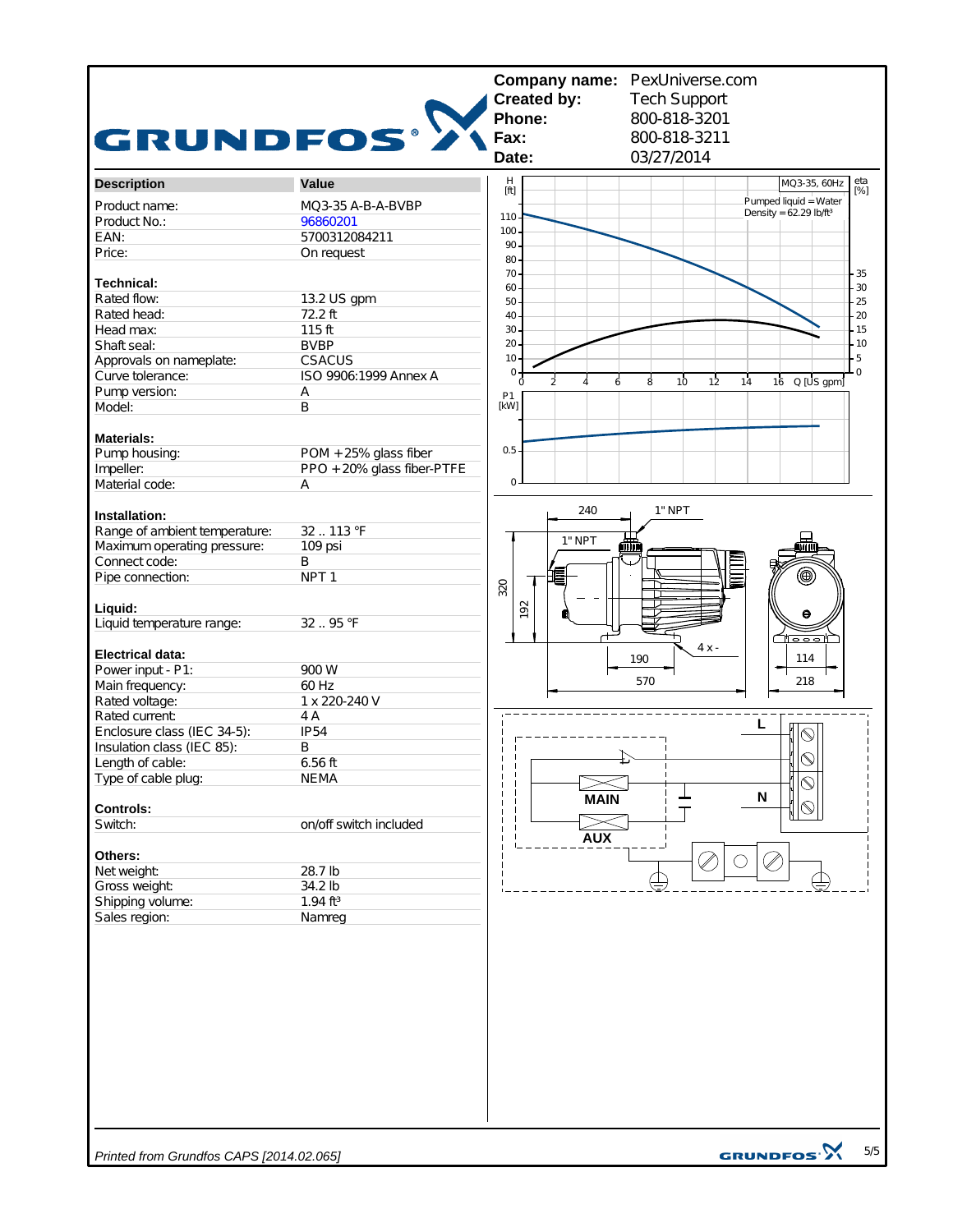GRUNDFOS

**Company name:** PexUniverse.com
**Created by:** Tech Support
**Phone:** 800-818-3201
**Fax:** 800-818-3211
**Date:** 03/27/2014

| Description | Value |
|---|---|
| Product name: | MQ3-35 A-B-A-BVBP |
| Product No.: | 96860201 |
| EAN: | 5700312084211 |
| Price: | On request |
| **Technical:** | |
| Rated flow: | 13.2 US gpm |
| Rated head: | 72.2 ft |
| Head max: | 115 ft |
| Shaft seal: | BVBP |
| Approvals on nameplate: | CSACUS |
| Curve tolerance: | ISO 9906:1999 Annex A |
| Pump version: | A |
| Model: | B |
| **Materials:** | |
| Pump housing: | POM + 25% glass fiber |
| Impeller: | PPO + 20% glass fiber-PTFE |
| Material code: | A |
| **Installation:** | |
| Range of ambient temperature: | 32 .. 113 °F |
| Maximum operating pressure: | 109 psi |
| Connect code: | B |
| Pipe connection: | NPT 1 |
| **Liquid:** | |
| Liquid temperature range: | 32 .. 95 °F |
| **Electrical data:** | |
| Power input - P1: | 900 W |
| Main frequency: | 60 Hz |
| Rated voltage: | 1 x 220-240 V |
| Rated current: | 4 A |
| Enclosure class (IEC 34-5): | IP54 |
| Insulation class (IEC 85): | B |
| Length of cable: | 6.56 ft |
| Type of cable plug: | NEMA |
| **Controls:** | |
| Switch: | on/off switch included |
| **Others:** | |
| Net weight: | 28.7 lb |
| Gross weight: | 34.2 lb |
| Shipping volume: | 1.94 ft³ |
| Sales region: | Namreg |

MQ3-35, 60Hz

Pumped liquid = Water
Density = 62.29 lb/ft³

H [ft]: 0, 10, 20, 30, 40, 50, 60, 70, 80, 90, 100, 110

eta [%]: 0, 5, 10, 15, 20, 25, 30, 35

Q [US gpm]: 0, 2, 4, 6, 8, 10, 12, 14, 16

P1 [kW]: 0, 0.5

240
1" NPT
1" NPT
320
192
4 x -
190
570
114
218

L
N
MAIN
AUX

*Printed from Grundfos CAPS [2014.02.065]*